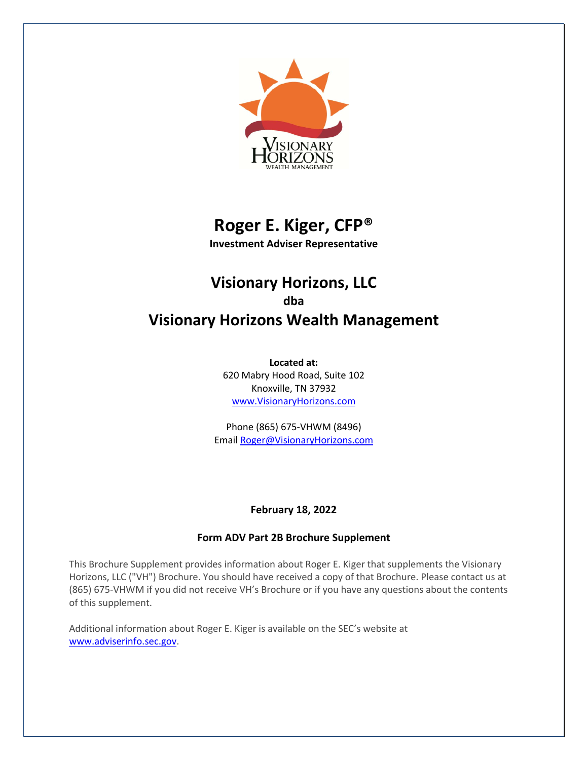# Roger E. Kiger, CFP®

**Investment Adviser Representative**

## Visionary Horizons, LLC

**dba**

## Visionary Horizons Wealth Management

**Located at:**
620 Mabry Hood Road, Suite 102
Knoxville, TN 37932
www.VisionaryHorizons.com

Phone (865) 675-VHWM (8496)
Email Roger@VisionaryHorizons.com

**February 18, 2022**

**Form ADV Part 2B Brochure Supplement**

This Brochure Supplement provides information about Roger E. Kiger that supplements the Visionary Horizons, LLC ("VH") Brochure. You should have received a copy of that Brochure. Please contact us at (865) 675-VHWM if you did not receive VH's Brochure or if you have any questions about the contents of this supplement.

Additional information about Roger E. Kiger is available on the SEC's website at www.adviserinfo.sec.gov.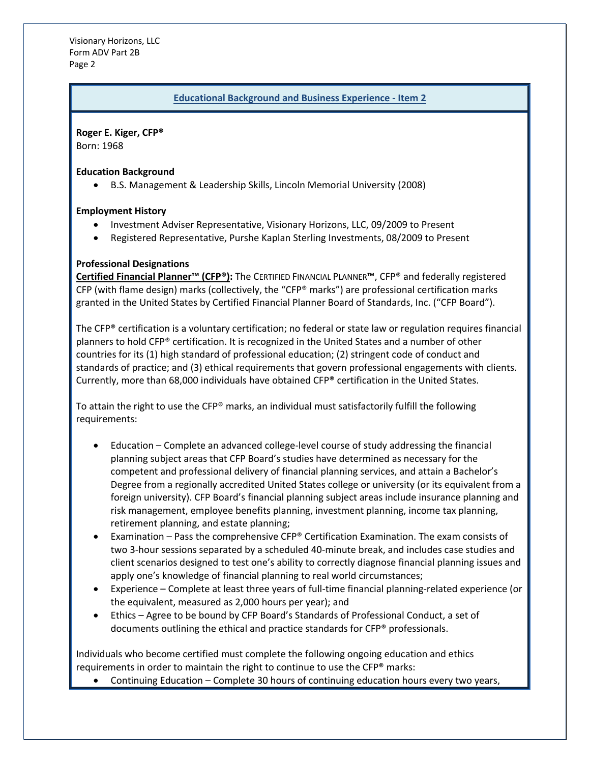## Educational Background and Business Experience - Item 2

**Roger E. Kiger, CFP®**
Born: 1968

**Education Background**

- B.S. Management & Leadership Skills, Lincoln Memorial University (2008)

**Employment History**

- Investment Adviser Representative, Visionary Horizons, LLC, 09/2009 to Present
- Registered Representative, Purshe Kaplan Sterling Investments, 08/2009 to Present

**Professional Designations**

**Certified Financial Planner™ (CFP®):** The CERTIFIED FINANCIAL PLANNER™, CFP® and federally registered CFP (with flame design) marks (collectively, the "CFP® marks") are professional certification marks granted in the United States by Certified Financial Planner Board of Standards, Inc. ("CFP Board").

The CFP® certification is a voluntary certification; no federal or state law or regulation requires financial planners to hold CFP® certification. It is recognized in the United States and a number of other countries for its (1) high standard of professional education; (2) stringent code of conduct and standards of practice; and (3) ethical requirements that govern professional engagements with clients. Currently, more than 68,000 individuals have obtained CFP® certification in the United States.

To attain the right to use the CFP® marks, an individual must satisfactorily fulfill the following requirements:

- Education – Complete an advanced college-level course of study addressing the financial planning subject areas that CFP Board's studies have determined as necessary for the competent and professional delivery of financial planning services, and attain a Bachelor's Degree from a regionally accredited United States college or university (or its equivalent from a foreign university). CFP Board's financial planning subject areas include insurance planning and risk management, employee benefits planning, investment planning, income tax planning, retirement planning, and estate planning;
- Examination – Pass the comprehensive CFP® Certification Examination. The exam consists of two 3-hour sessions separated by a scheduled 40-minute break, and includes case studies and client scenarios designed to test one's ability to correctly diagnose financial planning issues and apply one's knowledge of financial planning to real world circumstances;
- Experience – Complete at least three years of full-time financial planning-related experience (or the equivalent, measured as 2,000 hours per year); and
- Ethics – Agree to be bound by CFP Board's Standards of Professional Conduct, a set of documents outlining the ethical and practice standards for CFP® professionals.

Individuals who become certified must complete the following ongoing education and ethics requirements in order to maintain the right to continue to use the CFP® marks:

- Continuing Education – Complete 30 hours of continuing education hours every two years,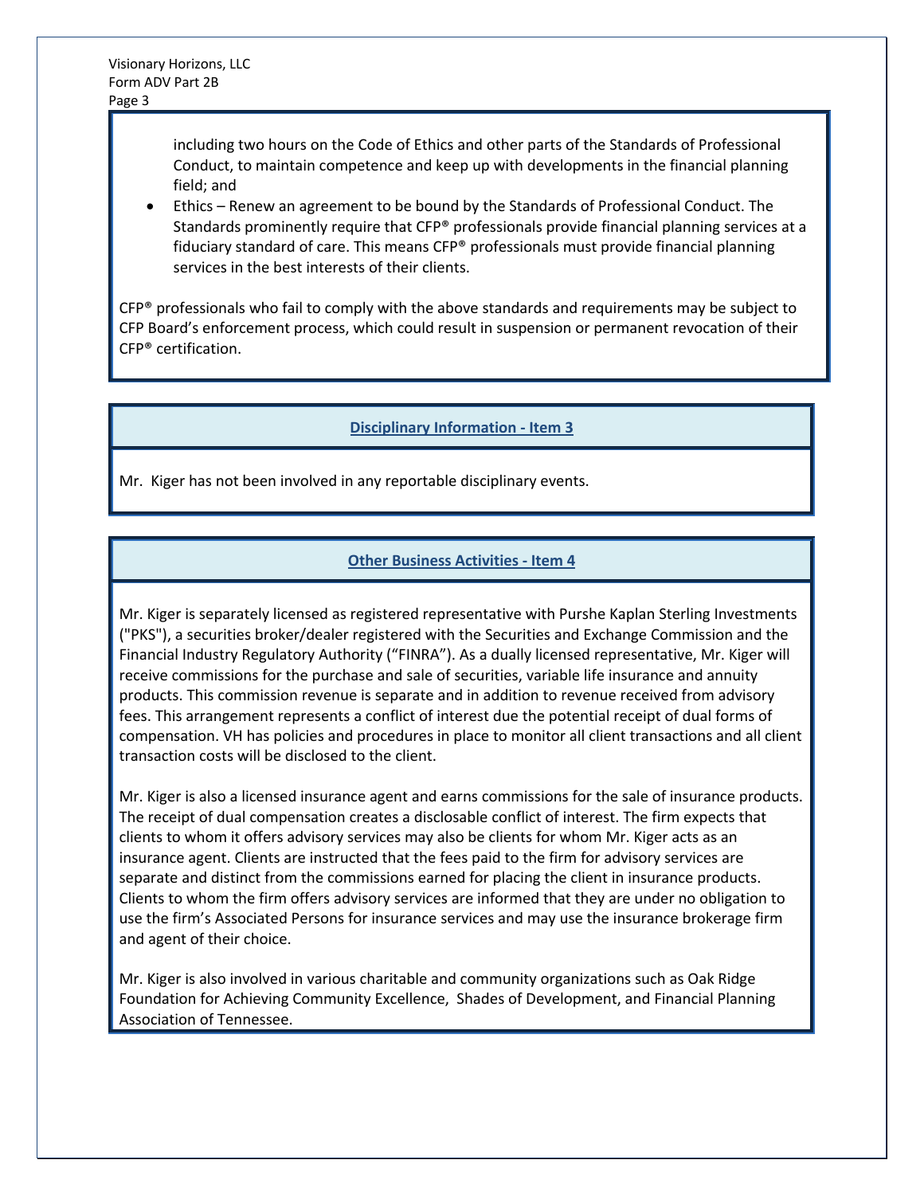including two hours on the Code of Ethics and other parts of the Standards of Professional Conduct, to maintain competence and keep up with developments in the financial planning field; and

- Ethics – Renew an agreement to be bound by the Standards of Professional Conduct. The Standards prominently require that CFP® professionals provide financial planning services at a fiduciary standard of care. This means CFP® professionals must provide financial planning services in the best interests of their clients.

CFP® professionals who fail to comply with the above standards and requirements may be subject to CFP Board's enforcement process, which could result in suspension or permanent revocation of their CFP® certification.

## Disciplinary Information - Item 3

Mr. Kiger has not been involved in any reportable disciplinary events.

## Other Business Activities - Item 4

Mr. Kiger is separately licensed as registered representative with Purshe Kaplan Sterling Investments ("PKS"), a securities broker/dealer registered with the Securities and Exchange Commission and the Financial Industry Regulatory Authority ("FINRA"). As a dually licensed representative, Mr. Kiger will receive commissions for the purchase and sale of securities, variable life insurance and annuity products. This commission revenue is separate and in addition to revenue received from advisory fees. This arrangement represents a conflict of interest due the potential receipt of dual forms of compensation. VH has policies and procedures in place to monitor all client transactions and all client transaction costs will be disclosed to the client.

Mr. Kiger is also a licensed insurance agent and earns commissions for the sale of insurance products. The receipt of dual compensation creates a disclosable conflict of interest. The firm expects that clients to whom it offers advisory services may also be clients for whom Mr. Kiger acts as an insurance agent. Clients are instructed that the fees paid to the firm for advisory services are separate and distinct from the commissions earned for placing the client in insurance products. Clients to whom the firm offers advisory services are informed that they are under no obligation to use the firm's Associated Persons for insurance services and may use the insurance brokerage firm and agent of their choice.

Mr. Kiger is also involved in various charitable and community organizations such as Oak Ridge Foundation for Achieving Community Excellence, Shades of Development, and Financial Planning Association of Tennessee.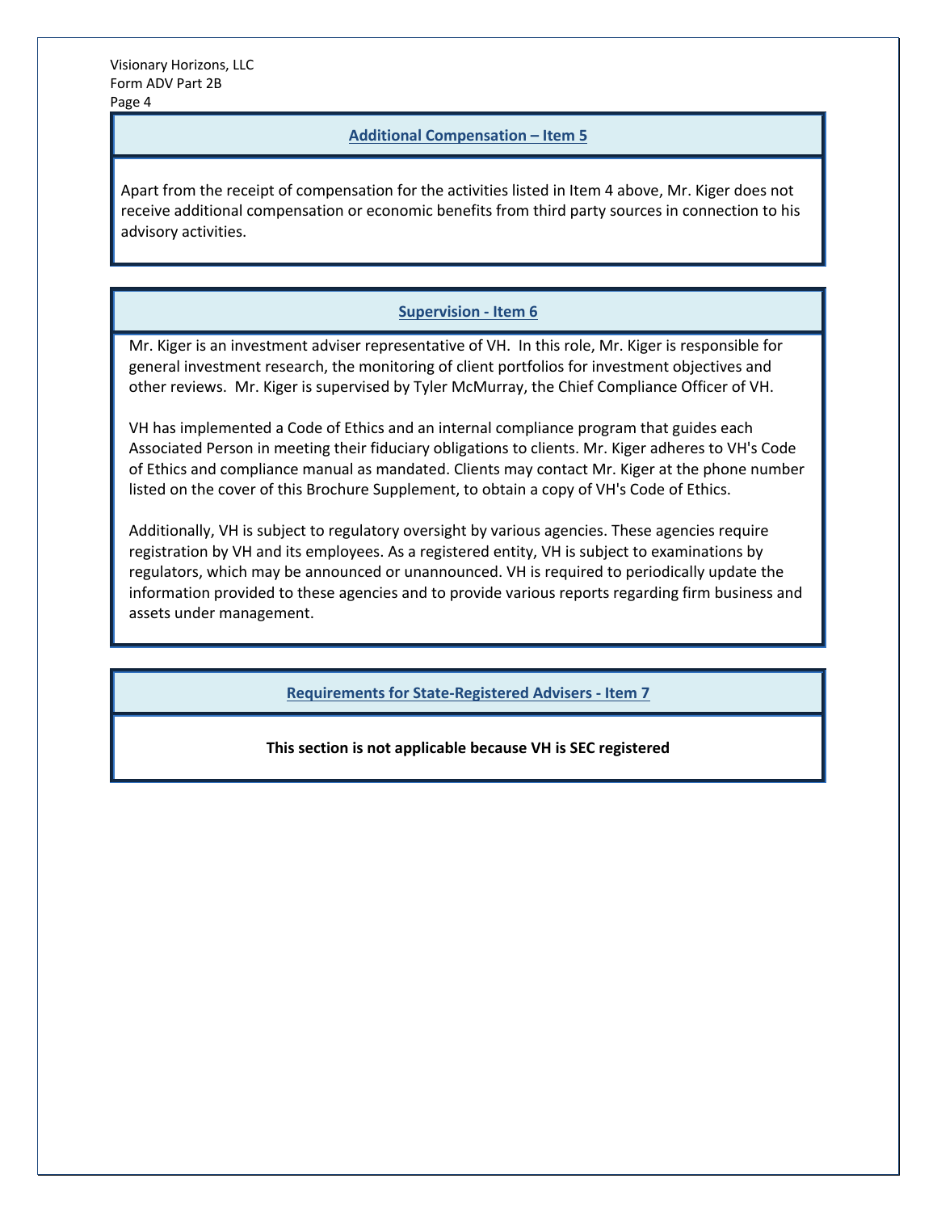## Additional Compensation – Item 5

Apart from the receipt of compensation for the activities listed in Item 4 above, Mr. Kiger does not receive additional compensation or economic benefits from third party sources in connection to his advisory activities.

## Supervision - Item 6

Mr. Kiger is an investment adviser representative of VH. In this role, Mr. Kiger is responsible for general investment research, the monitoring of client portfolios for investment objectives and other reviews. Mr. Kiger is supervised by Tyler McMurray, the Chief Compliance Officer of VH.

VH has implemented a Code of Ethics and an internal compliance program that guides each Associated Person in meeting their fiduciary obligations to clients. Mr. Kiger adheres to VH's Code of Ethics and compliance manual as mandated. Clients may contact Mr. Kiger at the phone number listed on the cover of this Brochure Supplement, to obtain a copy of VH's Code of Ethics.

Additionally, VH is subject to regulatory oversight by various agencies. These agencies require registration by VH and its employees. As a registered entity, VH is subject to examinations by regulators, which may be announced or unannounced. VH is required to periodically update the information provided to these agencies and to provide various reports regarding firm business and assets under management.

## Requirements for State-Registered Advisers - Item 7

**This section is not applicable because VH is SEC registered**